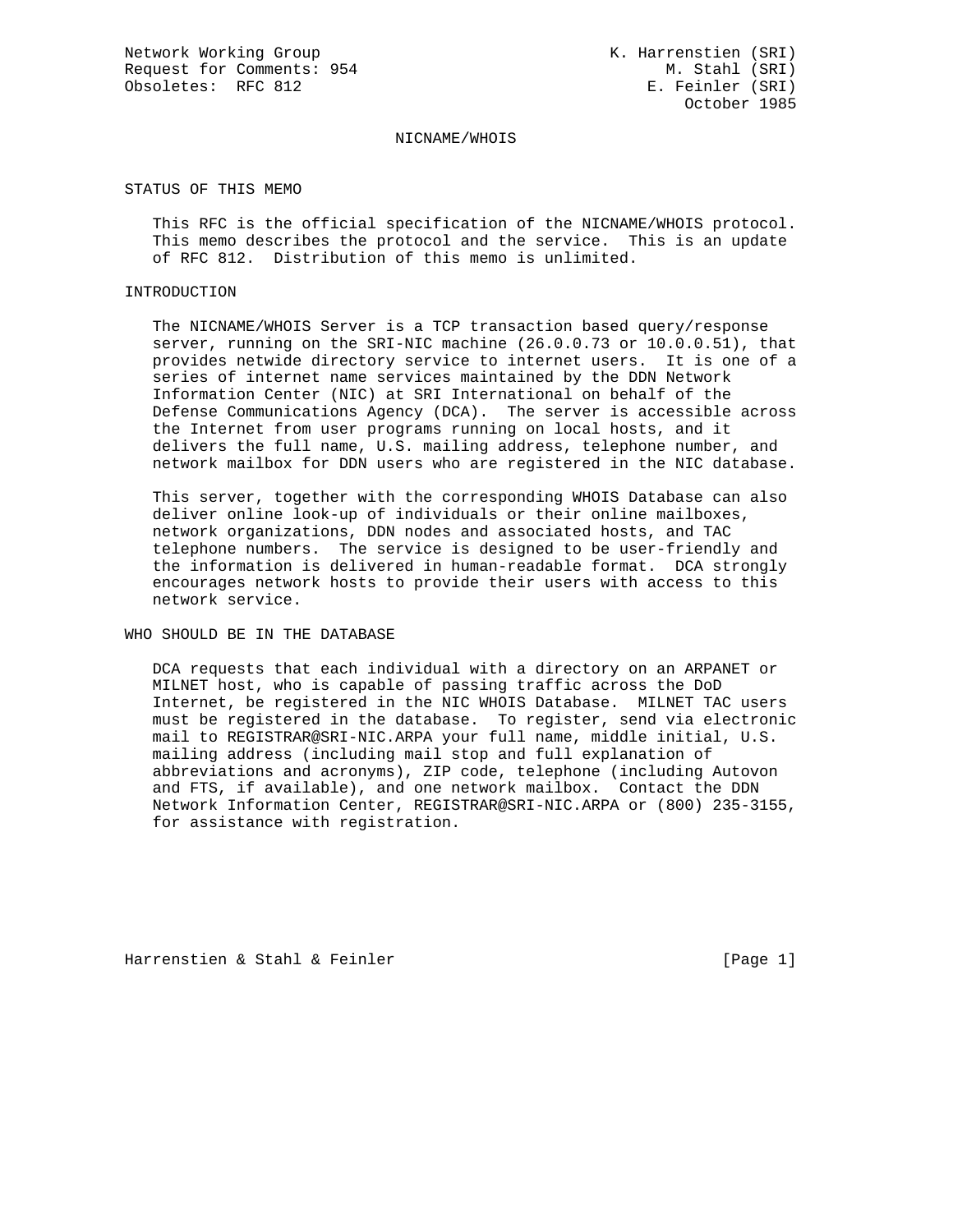Network Working Group K. Harrenstien (SRI)
Request for Comments: 954 M. Stahl (SRI)
Obsoletes: RFC 812 E. Feinler (SRI)
October 1985

# NICNAME/WHOIS

## STATUS OF THIS MEMO

This RFC is the official specification of the NICNAME/WHOIS protocol. This memo describes the protocol and the service. This is an update of RFC 812. Distribution of this memo is unlimited.

## INTRODUCTION

The NICNAME/WHOIS Server is a TCP transaction based query/response server, running on the SRI-NIC machine (26.0.0.73 or 10.0.0.51), that provides netwide directory service to internet users. It is one of a series of internet name services maintained by the DDN Network Information Center (NIC) at SRI International on behalf of the Defense Communications Agency (DCA). The server is accessible across the Internet from user programs running on local hosts, and it delivers the full name, U.S. mailing address, telephone number, and network mailbox for DDN users who are registered in the NIC database.

This server, together with the corresponding WHOIS Database can also deliver online look-up of individuals or their online mailboxes, network organizations, DDN nodes and associated hosts, and TAC telephone numbers. The service is designed to be user-friendly and the information is delivered in human-readable format. DCA strongly encourages network hosts to provide their users with access to this network service.

## WHO SHOULD BE IN THE DATABASE

DCA requests that each individual with a directory on an ARPANET or MILNET host, who is capable of passing traffic across the DoD Internet, be registered in the NIC WHOIS Database. MILNET TAC users must be registered in the database. To register, send via electronic mail to REGISTRAR@SRI-NIC.ARPA your full name, middle initial, U.S. mailing address (including mail stop and full explanation of abbreviations and acronyms), ZIP code, telephone (including Autovon and FTS, if available), and one network mailbox. Contact the DDN Network Information Center, REGISTRAR@SRI-NIC.ARPA or (800) 235-3155, for assistance with registration.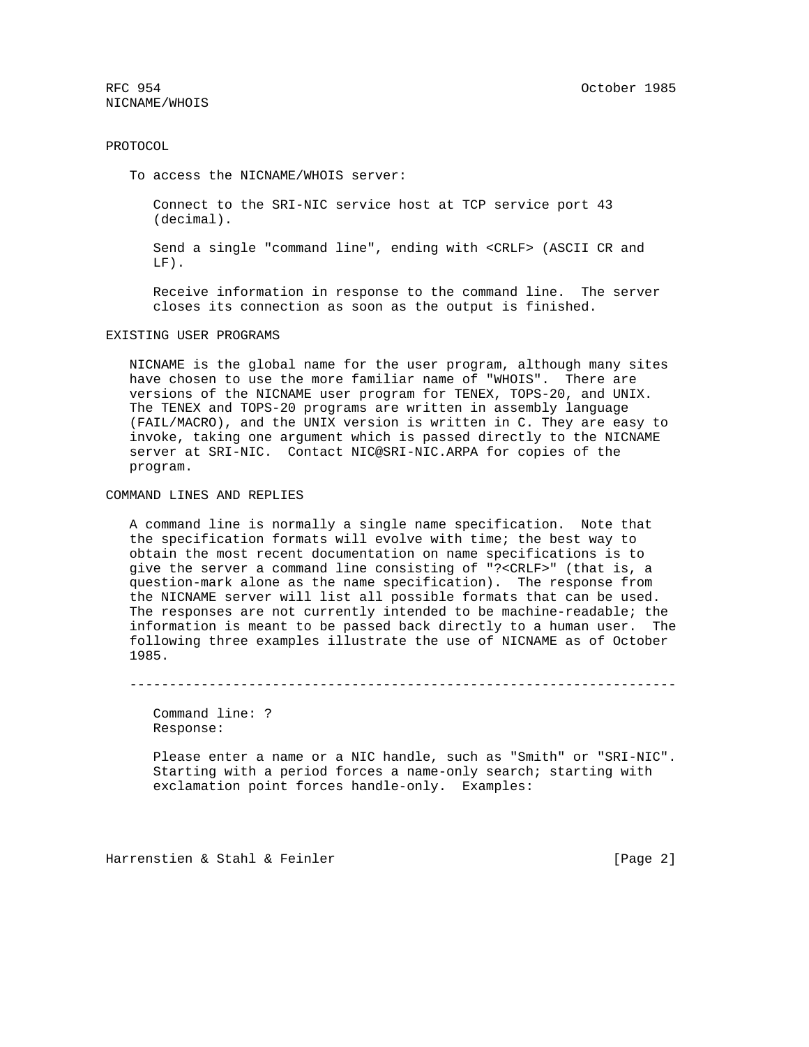## PROTOCOL

To access the NICNAME/WHOIS server:

Connect to the SRI-NIC service host at TCP service port 43 (decimal).

Send a single "command line", ending with <CRLF> (ASCII CR and LF).

Receive information in response to the command line. The server closes its connection as soon as the output is finished.

## EXISTING USER PROGRAMS

NICNAME is the global name for the user program, although many sites have chosen to use the more familiar name of "WHOIS". There are versions of the NICNAME user program for TENEX, TOPS-20, and UNIX. The TENEX and TOPS-20 programs are written in assembly language (FAIL/MACRO), and the UNIX version is written in C. They are easy to invoke, taking one argument which is passed directly to the NICNAME server at SRI-NIC. Contact NIC@SRI-NIC.ARPA for copies of the program.

## COMMAND LINES AND REPLIES

A command line is normally a single name specification. Note that the specification formats will evolve with time; the best way to obtain the most recent documentation on name specifications is to give the server a command line consisting of "?<CRLF>" (that is, a question-mark alone as the name specification). The response from the NICNAME server will list all possible formats that can be used. The responses are not currently intended to be machine-readable; the information is meant to be passed back directly to a human user. The following three examples illustrate the use of NICNAME as of October 1985.

---

```
Command line: ?
Response:

Please enter a name or a NIC handle, such as "Smith" or "SRI-NIC".
Starting with a period forces a name-only search; starting with
exclamation point forces handle-only.  Examples:
```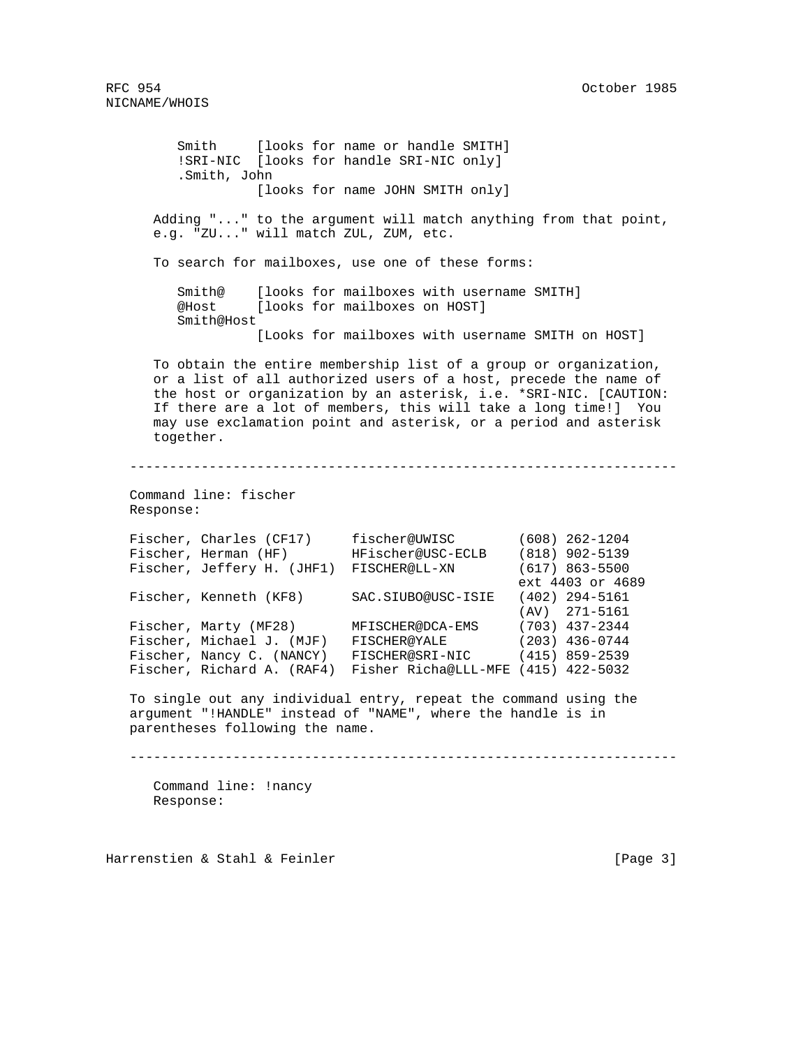```
Smith     [looks for name or handle SMITH]
!SRI-NIC  [looks for handle SRI-NIC only]
.Smith, John
          [looks for name JOHN SMITH only]
```

Adding "..." to the argument will match anything from that point, e.g. "ZU..." will match ZUL, ZUM, etc.

To search for mailboxes, use one of these forms:

```
Smith@    [looks for mailboxes with username SMITH]
@Host     [looks for mailboxes on HOST]
Smith@Host
          [Looks for mailboxes with username SMITH on HOST]
```

To obtain the entire membership list of a group or organization, or a list of all authorized users of a host, precede the name of the host or organization by an asterisk, i.e. *SRI-NIC. [CAUTION: If there are a lot of members, this will take a long time!] You may use exclamation point and asterisk, or a period and asterisk together.

---

```
Command line: fischer
Response:

Fischer, Charles (CF17)     fischer@UWISC        (608) 262-1204
Fischer, Herman (HF)        HFischer@USC-ECLB    (818) 902-5139
Fischer, Jeffery H. (JHF1)  FISCHER@LL-XN        (617) 863-5500
                                                 ext 4403 or 4689
Fischer, Kenneth (KF8)      SAC.SIUBO@USC-ISIE   (402) 294-5161
                                                 (AV)  271-5161
Fischer, Marty (MF28)       MFISCHER@DCA-EMS     (703) 437-2344
Fischer, Michael J. (MJF)   FISCHER@YALE         (203) 436-0744
Fischer, Nancy C. (NANCY)   FISCHER@SRI-NIC      (415) 859-2539
Fischer, Richard A. (RAF4)  Fisher Richa@LLL-MFE (415) 422-5032
```

To single out any individual entry, repeat the command using the argument "!HANDLE" instead of "NAME", where the handle is in parentheses following the name.

---

```
Command line: !nancy
Response:
```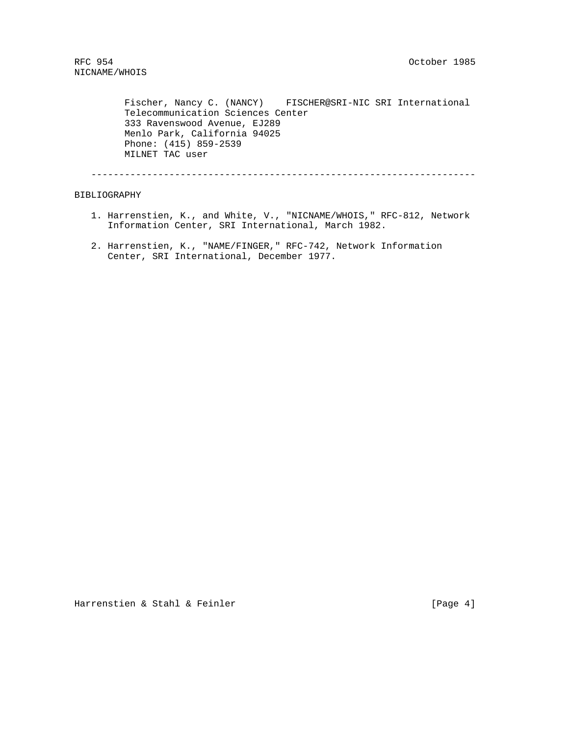Fischer, Nancy C. (NANCY)    FISCHER@SRI-NIC SRI International
Telecommunication Sciences Center
333 Ravenswood Avenue, EJ289
Menlo Park, California 94025
Phone: (415) 859-2539
MILNET TAC user

---

## BIBLIOGRAPHY

1. Harrenstien, K., and White, V., "NICNAME/WHOIS," RFC-812, Network Information Center, SRI International, March 1982.

2. Harrenstien, K., "NAME/FINGER," RFC-742, Network Information Center, SRI International, December 1977.